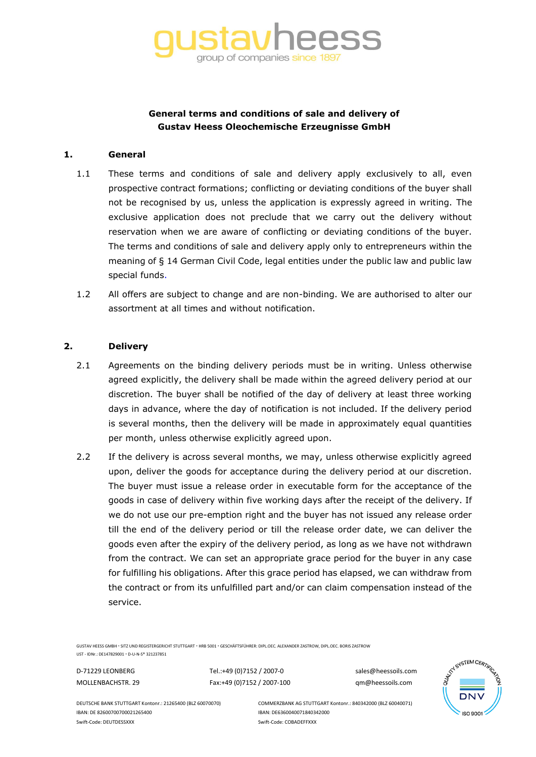**General terms and conditions of sale and delivery of Gustav Heess Oleochemische Erzeugnisse GmbH**

## 1. General

1.1 These terms and conditions of sale and delivery apply exclusively to all, even prospective contract formations; conflicting or deviating conditions of the buyer shall not be recognised by us, unless the application is expressly agreed in writing. The exclusive application does not preclude that we carry out the delivery without reservation when we are aware of conflicting or deviating conditions of the buyer. The terms and conditions of sale and delivery apply only to entrepreneurs within the meaning of § 14 German Civil Code, legal entities under the public law and public law special funds.

1.2 All offers are subject to change and are non-binding. We are authorised to alter our assortment at all times and without notification.

## 2. Delivery

2.1 Agreements on the binding delivery periods must be in writing. Unless otherwise agreed explicitly, the delivery shall be made within the agreed delivery period at our discretion. The buyer shall be notified of the day of delivery at least three working days in advance, where the day of notification is not included. If the delivery period is several months, then the delivery will be made in approximately equal quantities per month, unless otherwise explicitly agreed upon.

2.2 If the delivery is across several months, we may, unless otherwise explicitly agreed upon, deliver the goods for acceptance during the delivery period at our discretion. The buyer must issue a release order in executable form for the acceptance of the goods in case of delivery within five working days after the receipt of the delivery. If we do not use our pre-emption right and the buyer has not issued any release order till the end of the delivery period or till the release order date, we can deliver the goods even after the expiry of the delivery period, as long as we have not withdrawn from the contract. We can set an appropriate grace period for the buyer in any case for fulfilling his obligations. After this grace period has elapsed, we can withdraw from the contract or from its unfulfilled part and/or can claim compensation instead of the service.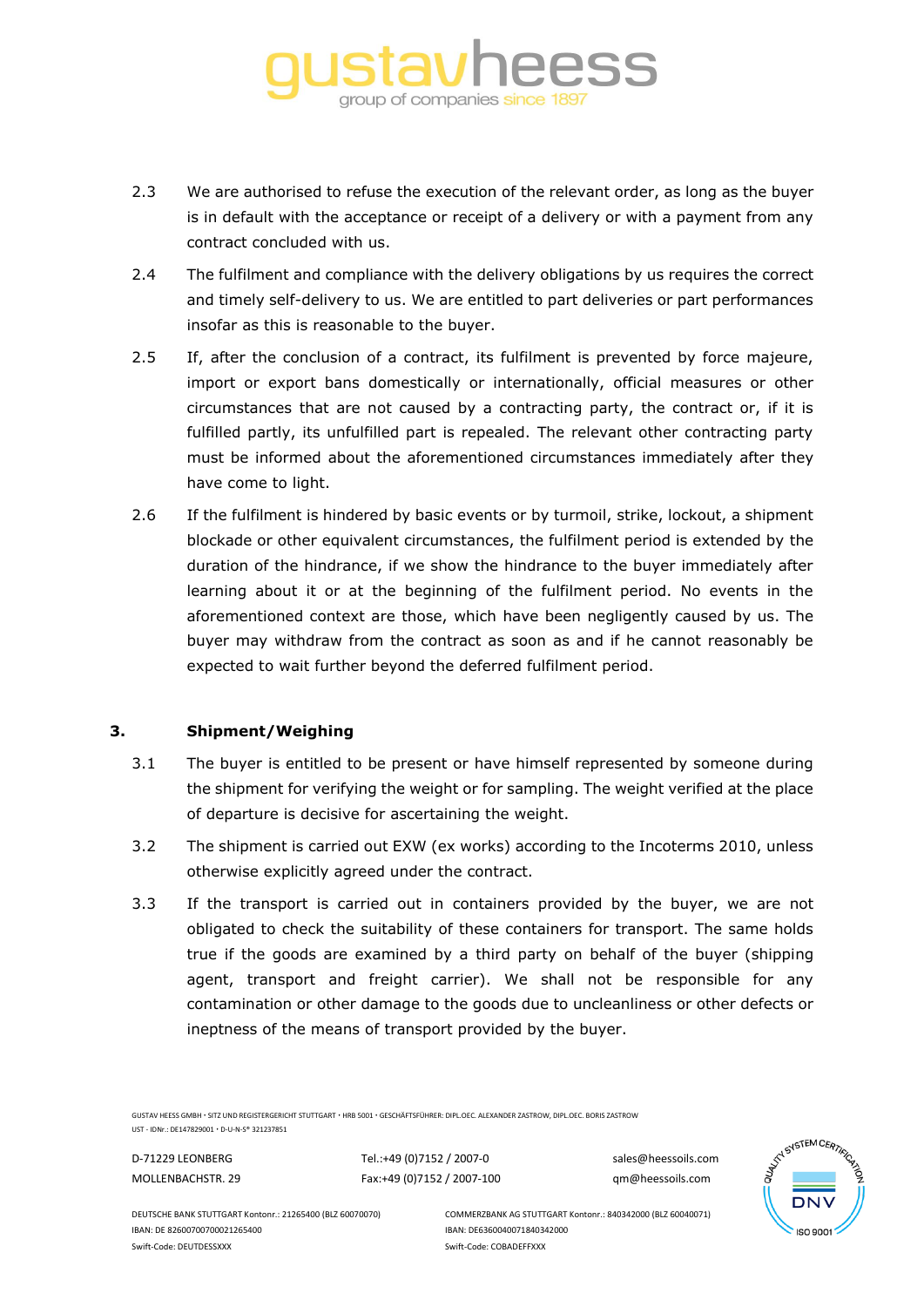2.3 We are authorised to refuse the execution of the relevant order, as long as the buyer is in default with the acceptance or receipt of a delivery or with a payment from any contract concluded with us.

2.4 The fulfilment and compliance with the delivery obligations by us requires the correct and timely self-delivery to us. We are entitled to part deliveries or part performances insofar as this is reasonable to the buyer.

2.5 If, after the conclusion of a contract, its fulfilment is prevented by force majeure, import or export bans domestically or internationally, official measures or other circumstances that are not caused by a contracting party, the contract or, if it is fulfilled partly, its unfulfilled part is repealed. The relevant other contracting party must be informed about the aforementioned circumstances immediately after they have come to light.

2.6 If the fulfilment is hindered by basic events or by turmoil, strike, lockout, a shipment blockade or other equivalent circumstances, the fulfilment period is extended by the duration of the hindrance, if we show the hindrance to the buyer immediately after learning about it or at the beginning of the fulfilment period. No events in the aforementioned context are those, which have been negligently caused by us. The buyer may withdraw from the contract as soon as and if he cannot reasonably be expected to wait further beyond the deferred fulfilment period.

## 3. Shipment/Weighing

3.1 The buyer is entitled to be present or have himself represented by someone during the shipment for verifying the weight or for sampling. The weight verified at the place of departure is decisive for ascertaining the weight.

3.2 The shipment is carried out EXW (ex works) according to the Incoterms 2010, unless otherwise explicitly agreed under the contract.

3.3 If the transport is carried out in containers provided by the buyer, we are not obligated to check the suitability of these containers for transport. The same holds true if the goods are examined by a third party on behalf of the buyer (shipping agent, transport and freight carrier). We shall not be responsible for any contamination or other damage to the goods due to uncleanliness or other defects or ineptness of the means of transport provided by the buyer.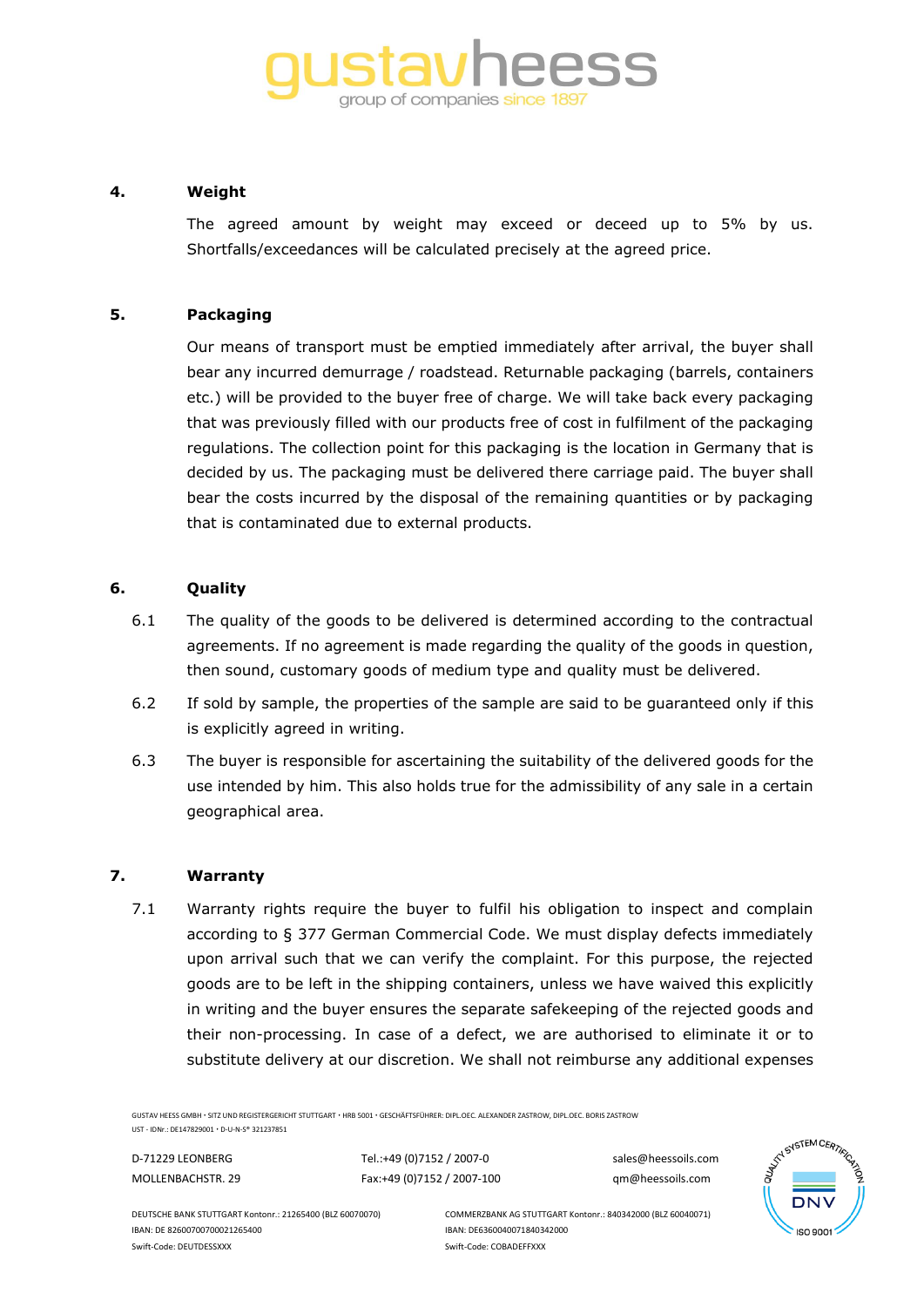## 4. Weight

The agreed amount by weight may exceed or deceed up to 5% by us. Shortfalls/exceedances will be calculated precisely at the agreed price.

## 5. Packaging

Our means of transport must be emptied immediately after arrival, the buyer shall bear any incurred demurrage / roadstead. Returnable packaging (barrels, containers etc.) will be provided to the buyer free of charge. We will take back every packaging that was previously filled with our products free of cost in fulfilment of the packaging regulations. The collection point for this packaging is the location in Germany that is decided by us. The packaging must be delivered there carriage paid. The buyer shall bear the costs incurred by the disposal of the remaining quantities or by packaging that is contaminated due to external products.

## 6. Quality

6.1 The quality of the goods to be delivered is determined according to the contractual agreements. If no agreement is made regarding the quality of the goods in question, then sound, customary goods of medium type and quality must be delivered.

6.2 If sold by sample, the properties of the sample are said to be guaranteed only if this is explicitly agreed in writing.

6.3 The buyer is responsible for ascertaining the suitability of the delivered goods for the use intended by him. This also holds true for the admissibility of any sale in a certain geographical area.

## 7. Warranty

7.1 Warranty rights require the buyer to fulfil his obligation to inspect and complain according to § 377 German Commercial Code. We must display defects immediately upon arrival such that we can verify the complaint. For this purpose, the rejected goods are to be left in the shipping containers, unless we have waived this explicitly in writing and the buyer ensures the separate safekeeping of the rejected goods and their non-processing. In case of a defect, we are authorised to eliminate it or to substitute delivery at our discretion. We shall not reimburse any additional expenses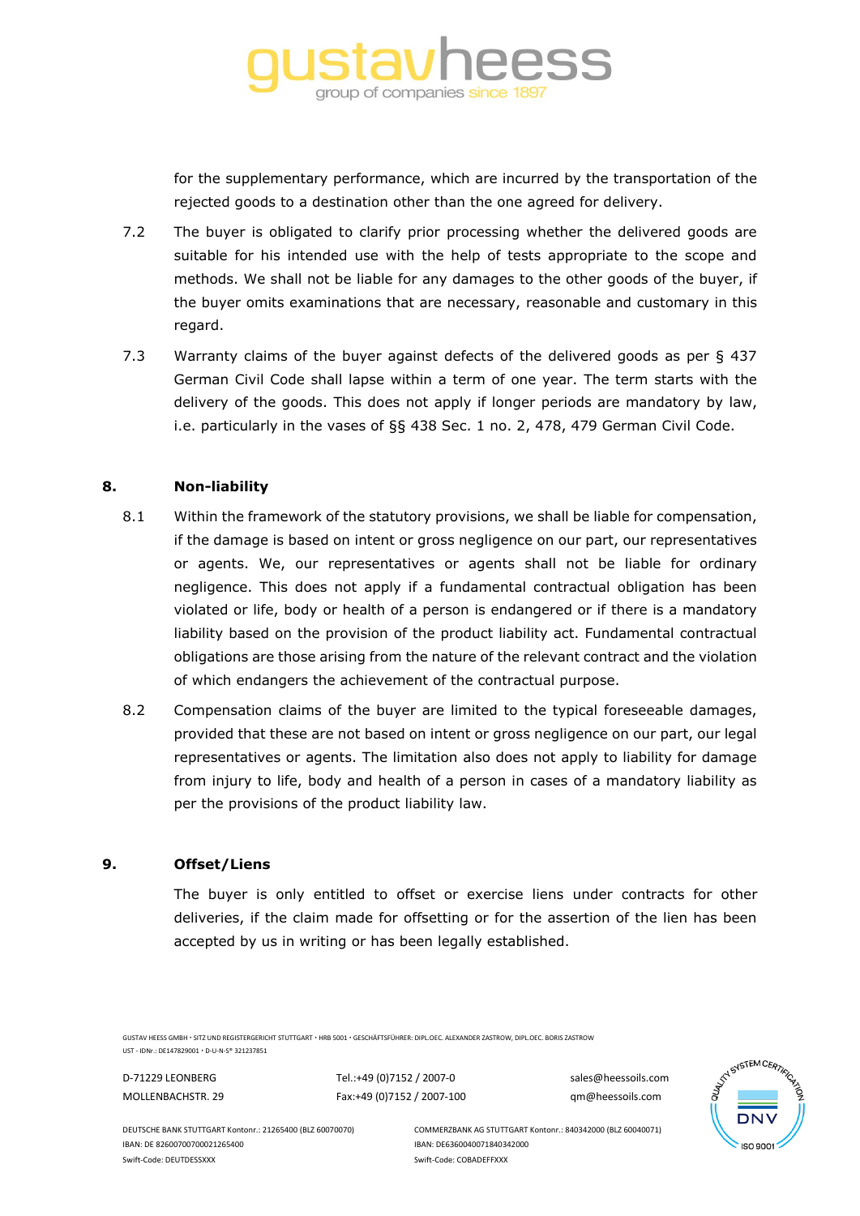for the supplementary performance, which are incurred by the transportation of the rejected goods to a destination other than the one agreed for delivery.

7.2 The buyer is obligated to clarify prior processing whether the delivered goods are suitable for his intended use with the help of tests appropriate to the scope and methods. We shall not be liable for any damages to the other goods of the buyer, if the buyer omits examinations that are necessary, reasonable and customary in this regard.

7.3 Warranty claims of the buyer against defects of the delivered goods as per § 437 German Civil Code shall lapse within a term of one year. The term starts with the delivery of the goods. This does not apply if longer periods are mandatory by law, i.e. particularly in the vases of §§ 438 Sec. 1 no. 2, 478, 479 German Civil Code.

## 8. Non-liability

8.1 Within the framework of the statutory provisions, we shall be liable for compensation, if the damage is based on intent or gross negligence on our part, our representatives or agents. We, our representatives or agents shall not be liable for ordinary negligence. This does not apply if a fundamental contractual obligation has been violated or life, body or health of a person is endangered or if there is a mandatory liability based on the provision of the product liability act. Fundamental contractual obligations are those arising from the nature of the relevant contract and the violation of which endangers the achievement of the contractual purpose.

8.2 Compensation claims of the buyer are limited to the typical foreseeable damages, provided that these are not based on intent or gross negligence on our part, our legal representatives or agents. The limitation also does not apply to liability for damage from injury to life, body and health of a person in cases of a mandatory liability as per the provisions of the product liability law.

## 9. Offset/Liens

The buyer is only entitled to offset or exercise liens under contracts for other deliveries, if the claim made for offsetting or for the assertion of the lien has been accepted by us in writing or has been legally established.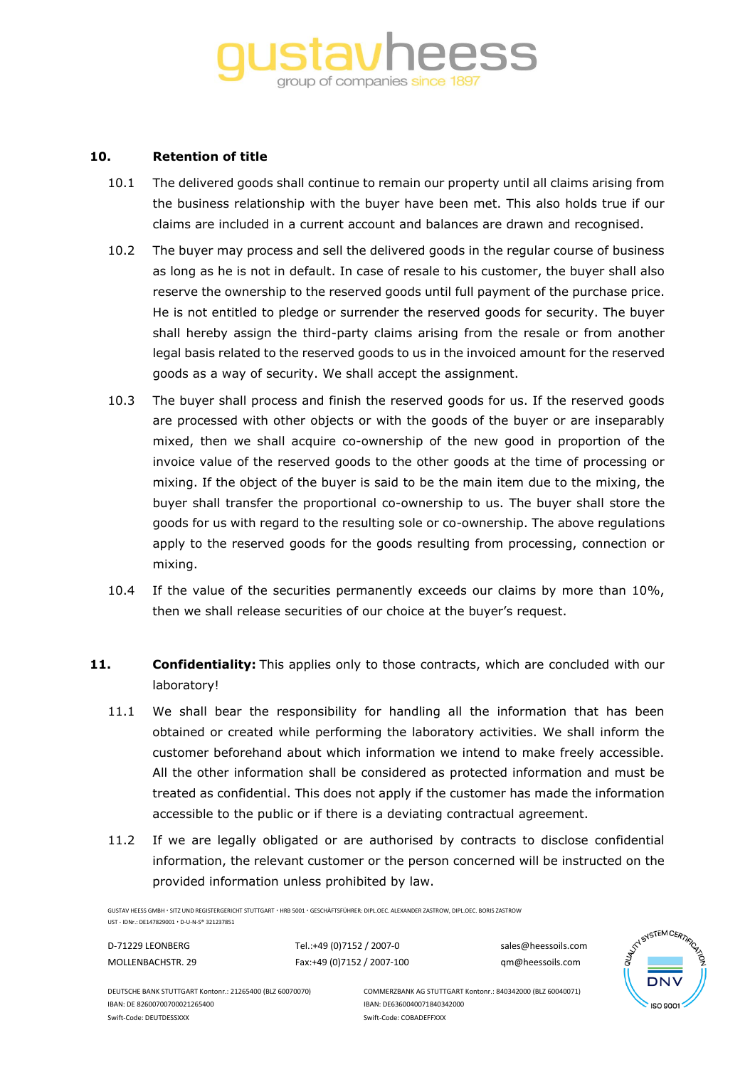## 10. Retention of title

10.1 The delivered goods shall continue to remain our property until all claims arising from the business relationship with the buyer have been met. This also holds true if our claims are included in a current account and balances are drawn and recognised.

10.2 The buyer may process and sell the delivered goods in the regular course of business as long as he is not in default. In case of resale to his customer, the buyer shall also reserve the ownership to the reserved goods until full payment of the purchase price. He is not entitled to pledge or surrender the reserved goods for security. The buyer shall hereby assign the third-party claims arising from the resale or from another legal basis related to the reserved goods to us in the invoiced amount for the reserved goods as a way of security. We shall accept the assignment.

10.3 The buyer shall process and finish the reserved goods for us. If the reserved goods are processed with other objects or with the goods of the buyer or are inseparably mixed, then we shall acquire co-ownership of the new good in proportion of the invoice value of the reserved goods to the other goods at the time of processing or mixing. If the object of the buyer is said to be the main item due to the mixing, the buyer shall transfer the proportional co-ownership to us. The buyer shall store the goods for us with regard to the resulting sole or co-ownership. The above regulations apply to the reserved goods for the goods resulting from processing, connection or mixing.

10.4 If the value of the securities permanently exceeds our claims by more than 10%, then we shall release securities of our choice at the buyer's request.

## 11. Confidentiality: This applies only to those contracts, which are concluded with our laboratory!

11.1 We shall bear the responsibility for handling all the information that has been obtained or created while performing the laboratory activities. We shall inform the customer beforehand about which information we intend to make freely accessible. All the other information shall be considered as protected information and must be treated as confidential. This does not apply if the customer has made the information accessible to the public or if there is a deviating contractual agreement.

11.2 If we are legally obligated or are authorised by contracts to disclose confidential information, the relevant customer or the person concerned will be instructed on the provided information unless prohibited by law.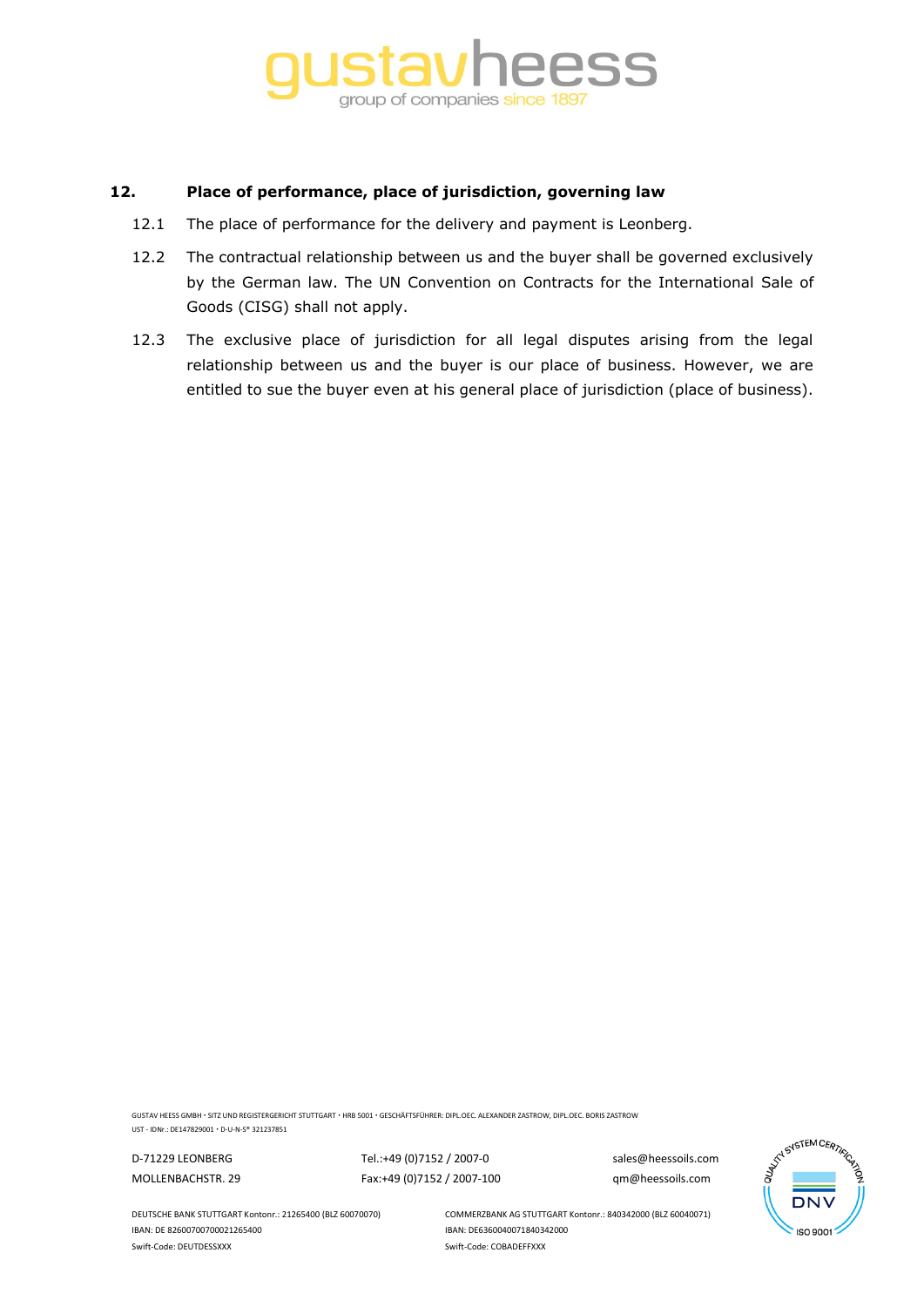## 12. Place of performance, place of jurisdiction, governing law

12.1 The place of performance for the delivery and payment is Leonberg.

12.2 The contractual relationship between us and the buyer shall be governed exclusively by the German law. The UN Convention on Contracts for the International Sale of Goods (CISG) shall not apply.

12.3 The exclusive place of jurisdiction for all legal disputes arising from the legal relationship between us and the buyer is our place of business. However, we are entitled to sue the buyer even at his general place of jurisdiction (place of business).